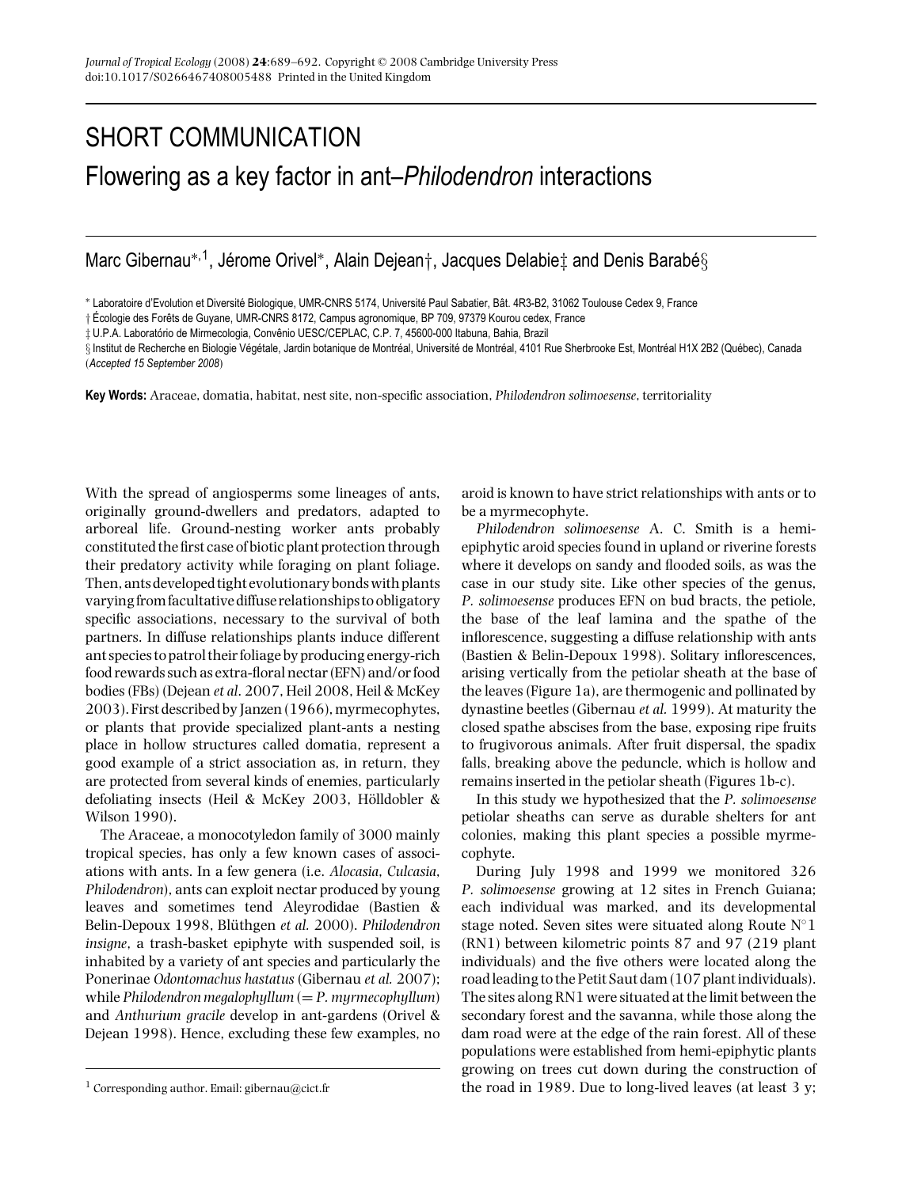SHORT COMMUNICATION

# Flowering as a key factor in ant–*Philodendron* interactions

Marc Gibernau*,[1], Jérome Orivel*, Alain Dejean†, Jacques Delabie‡ and Denis Barabé§

\* Laboratoire d'Evolution et Diversité Biologique, UMR-CNRS 5174, Université Paul Sabatier, Bât. 4R3-B2, 31062 Toulouse Cedex 9, France

† Écologie des Forêts de Guyane, UMR-CNRS 8172, Campus agronomique, BP 709, 97379 Kourou cedex, France

‡ U.P.A. Laboratório de Mirmecologia, Convênio UESC/CEPLAC, C.P. 7, 45600-000 Itabuna, Bahia, Brazil

§ Institut de Recherche en Biologie Végétale, Jardin botanique de Montréal, Université de Montréal, 4101 Rue Sherbrooke Est, Montréal H1X 2B2 (Québec), Canada

(*Accepted 15 September 2008*)

**Key Words:** Araceae, domatia, habitat, nest site, non-specific association, *Philodendron solimoesense*, territoriality

With the spread of angiosperms some lineages of ants, originally ground-dwellers and predators, adapted to arboreal life. Ground-nesting worker ants probably constituted the first case of biotic plant protection through their predatory activity while foraging on plant foliage. Then, ants developed tight evolutionary bonds with plants varying from facultative diffuse relationships to obligatory specific associations, necessary to the survival of both partners. In diffuse relationships plants induce different ant species to patrol their foliage by producing energy-rich food rewards such as extra-floral nectar (EFN) and/or food bodies (FBs) (Dejean *et al*. 2007, Heil 2008, Heil & McKey 2003). First described by Janzen (1966), myrmecophytes, or plants that provide specialized plant-ants a nesting place in hollow structures called domatia, represent a good example of a strict association as, in return, they are protected from several kinds of enemies, particularly defoliating insects (Heil & McKey 2003, Hölldobler & Wilson 1990).

The Araceae, a monocotyledon family of 3000 mainly tropical species, has only a few known cases of associations with ants. In a few genera (i.e. *Alocasia*, *Culcasia*, *Philodendron*), ants can exploit nectar produced by young leaves and sometimes tend Aleyrodidae (Bastien & Belin-Depoux 1998, Blüthgen *et al.* 2000). *Philodendron insigne*, a trash-basket epiphyte with suspended soil, is inhabited by a variety of ant species and particularly the Ponerinae *Odontomachus hastatus* (Gibernau *et al.* 2007); while *Philodendron megalophyllum* (= *P. myrmecophyllum*) and *Anthurium gracile* develop in ant-gardens (Orivel & Dejean 1998). Hence, excluding these few examples, no aroid is known to have strict relationships with ants or to be a myrmecophyte.

*Philodendron solimoesense* A. C. Smith is a hemi-epiphytic aroid species found in upland or riverine forests where it develops on sandy and flooded soils, as was the case in our study site. Like other species of the genus, *P. solimoesense* produces EFN on bud bracts, the petiole, the base of the leaf lamina and the spathe of the inflorescence, suggesting a diffuse relationship with ants (Bastien & Belin-Depoux 1998). Solitary inflorescences, arising vertically from the petiolar sheath at the base of the leaves (Figure 1a), are thermogenic and pollinated by dynastine beetles (Gibernau *et al.* 1999). At maturity the closed spathe abscises from the base, exposing ripe fruits to frugivorous animals. After fruit dispersal, the spadix falls, breaking above the peduncle, which is hollow and remains inserted in the petiolar sheath (Figures 1b-c).

In this study we hypothesized that the *P. solimoesense* petiolar sheaths can serve as durable shelters for ant colonies, making this plant species a possible myrmecophyte.

During July 1998 and 1999 we monitored 326 *P. solimoesense* growing at 12 sites in French Guiana; each individual was marked, and its developmental stage noted. Seven sites were situated along Route N°1 (RN1) between kilometric points 87 and 97 (219 plant individuals) and the five others were located along the road leading to the Petit Saut dam (107 plant individuals). The sites along RN1 were situated at the limit between the secondary forest and the savanna, while those along the dam road were at the edge of the rain forest. All of these populations were established from hemi-epiphytic plants growing on trees cut down during the construction of the road in 1989. Due to long-lived leaves (at least 3 y;

[1] Corresponding author. Email: gibernau@cict.fr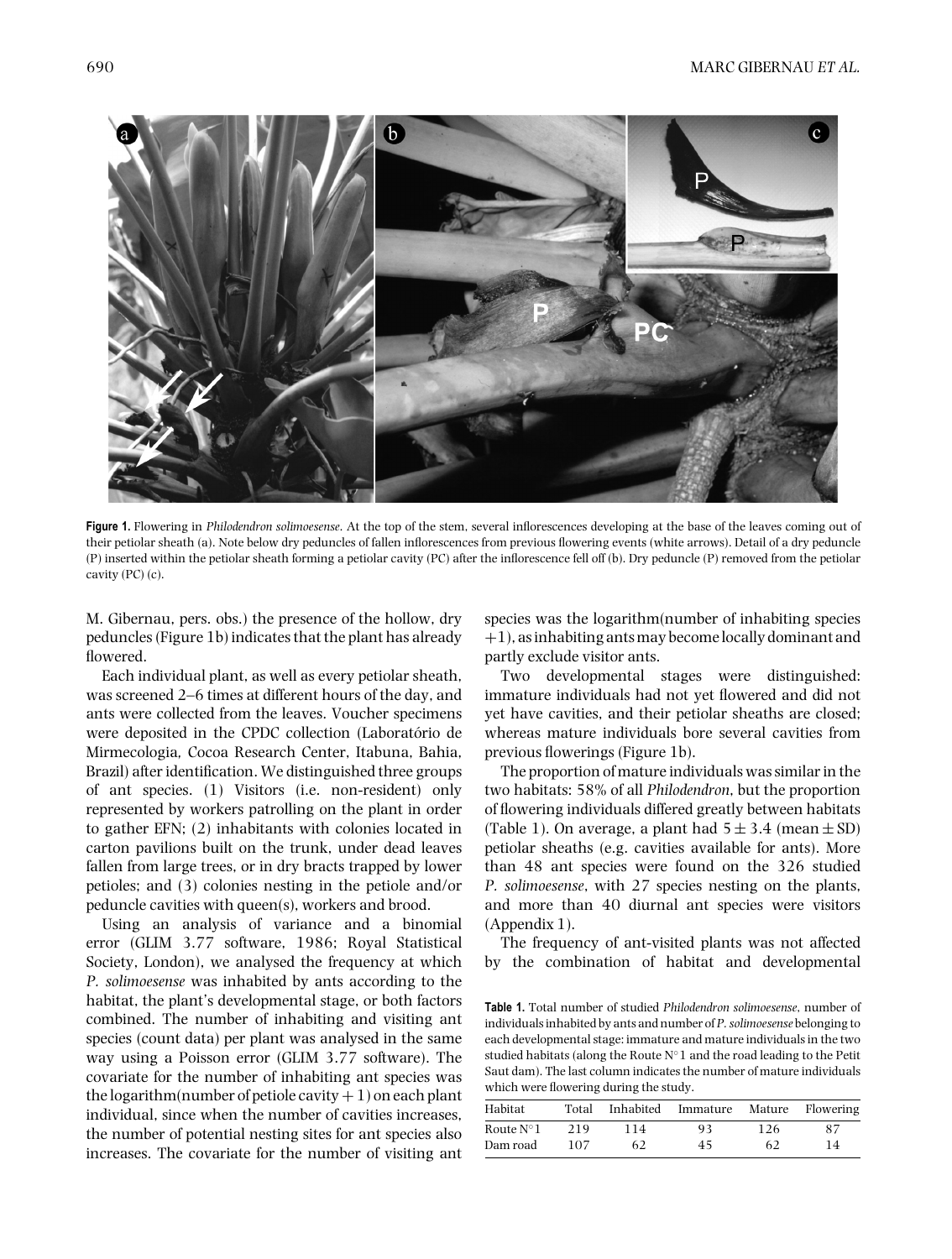**Figure 1.** Flowering in *Philodendron solimoesense*. At the top of the stem, several inflorescences developing at the base of the leaves coming out of their petiolar sheath (a). Note below dry peduncles of fallen inflorescences from previous flowering events (white arrows). Detail of a dry peduncle (P) inserted within the petiolar sheath forming a petiolar cavity (PC) after the inflorescence fell off (b). Dry peduncle (P) removed from the petiolar cavity (PC) (c).

M. Gibernau, pers. obs.) the presence of the hollow, dry peduncles (Figure 1b) indicates that the plant has already flowered.

Each individual plant, as well as every petiolar sheath, was screened 2–6 times at different hours of the day, and ants were collected from the leaves. Voucher specimens were deposited in the CPDC collection (Laboratório de Mirmecologia, Cocoa Research Center, Itabuna, Bahia, Brazil) after identification. We distinguished three groups of ant species. (1) Visitors (i.e. non-resident) only represented by workers patrolling on the plant in order to gather EFN; (2) inhabitants with colonies located in carton pavilions built on the trunk, under dead leaves fallen from large trees, or in dry bracts trapped by lower petioles; and (3) colonies nesting in the petiole and/or peduncle cavities with queen(s), workers and brood.

Using an analysis of variance and a binomial error (GLIM 3.77 software, 1986; Royal Statistical Society, London), we analysed the frequency at which *P. solimoesense* was inhabited by ants according to the habitat, the plant's developmental stage, or both factors combined. The number of inhabiting and visiting ant species (count data) per plant was analysed in the same way using a Poisson error (GLIM 3.77 software). The covariate for the number of inhabiting ant species was the logarithm(number of petiole cavity + 1) on each plant individual, since when the number of cavities increases, the number of potential nesting sites for ant species also increases. The covariate for the number of visiting ant species was the logarithm(number of inhabiting species + 1), as inhabiting ants may become locally dominant and partly exclude visitor ants.

Two developmental stages were distinguished: immature individuals had not yet flowered and did not yet have cavities, and their petiolar sheaths are closed; whereas mature individuals bore several cavities from previous flowerings (Figure 1b).

The proportion of mature individuals was similar in the two habitats: 58% of all *Philodendron*, but the proportion of flowering individuals differed greatly between habitats (Table 1). On average, a plant had $5 \pm 3.4$ (mean $\pm$ SD) petiolar sheaths (e.g. cavities available for ants). More than 48 ant species were found on the 326 studied *P. solimoesense*, with 27 species nesting on the plants, and more than 40 diurnal ant species were visitors (Appendix 1).

The frequency of ant-visited plants was not affected by the combination of habitat and developmental

**Table 1.** Total number of studied *Philodendron solimoesense*, number of individuals inhabited by ants and number of *P. solimoesense* belonging to each developmental stage: immature and mature individuals in the two studied habitats (along the Route N°1 and the road leading to the Petit Saut dam). The last column indicates the number of mature individuals which were flowering during the study.

| Habitat | Total | Inhabited | Immature | Mature | Flowering |
|---|---|---|---|---|---|
| Route N°1 | 219 | 114 | 93 | 126 | 87 |
| Dam road | 107 | 62 | 45 | 62 | 14 |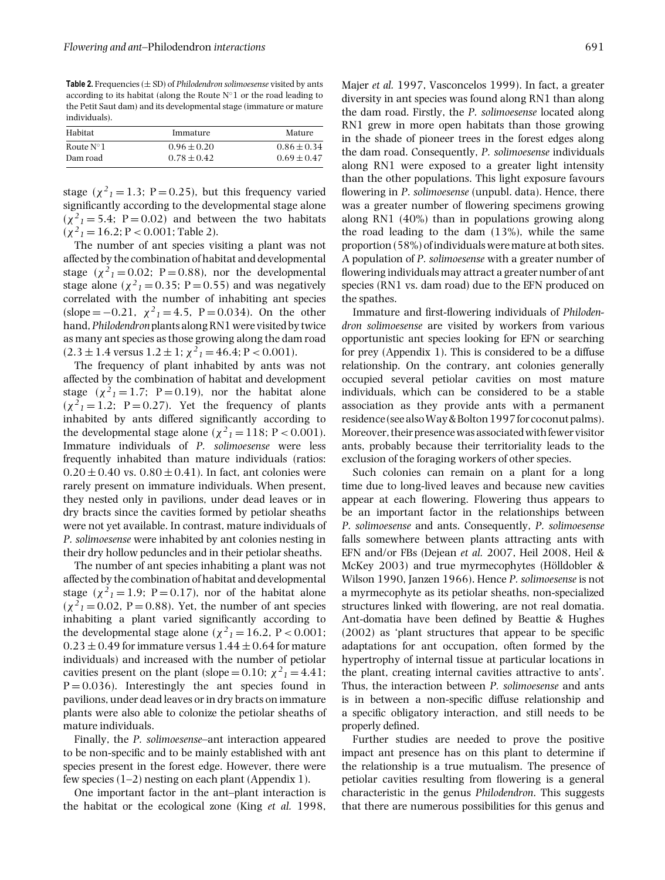**Table 2.** Frequencies (± SD) of *Philodendron solimoesense* visited by ants according to its habitat (along the Route N°1 or the road leading to the Petit Saut dam) and its developmental stage (immature or mature individuals).

| Habitat | Immature | Mature |
|---|---|---|
| Route N°1 | 0.96 ± 0.20 | 0.86 ± 0.34 |
| Dam road | 0.78 ± 0.42 | 0.69 ± 0.47 |

stage ($\chi^2_1 = 1.3$; $P = 0.25$), but this frequency varied significantly according to the developmental stage alone ($\chi^2_1 = 5.4$; $P = 0.02$) and between the two habitats ($\chi^2_1 = 16.2$; $P < 0.001$; Table 2).

The number of ant species visiting a plant was not affected by the combination of habitat and developmental stage ($\chi^2_1 = 0.02$; $P = 0.88$), nor the developmental stage alone ($\chi^2_1 = 0.35$; $P = 0.55$) and was negatively correlated with the number of inhabiting ant species (slope = −0.21, $\chi^2_1 = 4.5$, $P = 0.034$). On the other hand, *Philodendron* plants along RN1 were visited by twice as many ant species as those growing along the dam road ($2.3 \pm 1.4$ versus $1.2 \pm 1$; $\chi^2_1 = 46.4$; $P < 0.001$).

The frequency of plant inhabited by ants was not affected by the combination of habitat and development stage ($\chi^2_1 = 1.7$; $P = 0.19$), nor the habitat alone ($\chi^2_1 = 1.2$; $P = 0.27$). Yet the frequency of plants inhabited by ants differed significantly according to the developmental stage alone ($\chi^2_1 = 118$; $P < 0.001$). Immature individuals of *P. solimoesense* were less frequently inhabited than mature individuals (ratios: $0.20 \pm 0.40$ vs. $0.80 \pm 0.41$). In fact, ant colonies were rarely present on immature individuals. When present, they nested only in pavilions, under dead leaves or in dry bracts since the cavities formed by petiolar sheaths were not yet available. In contrast, mature individuals of *P. solimoesense* were inhabited by ant colonies nesting in their dry hollow peduncles and in their petiolar sheaths.

The number of ant species inhabiting a plant was not affected by the combination of habitat and developmental stage ($\chi^2_1 = 1.9$; $P = 0.17$), nor of the habitat alone ($\chi^2_1 = 0.02$, $P = 0.88$). Yet, the number of ant species inhabiting a plant varied significantly according to the developmental stage alone ($\chi^2_1 = 16.2$, $P < 0.001$; $0.23 \pm 0.49$ for immature versus $1.44 \pm 0.64$ for mature individuals) and increased with the number of petiolar cavities present on the plant (slope = 0.10; $\chi^2_1 = 4.41$; $P = 0.036$). Interestingly the ant species found in pavilions, under dead leaves or in dry bracts on immature plants were also able to colonize the petiolar sheaths of mature individuals.

Finally, the *P. solimoesense*–ant interaction appeared to be non-specific and to be mainly established with ant species present in the forest edge. However, there were few species (1–2) nesting on each plant (Appendix 1).

One important factor in the ant–plant interaction is the habitat or the ecological zone (King *et al.* 1998, Majer *et al.* 1997, Vasconcelos 1999). In fact, a greater diversity in ant species was found along RN1 than along the dam road. Firstly, the *P. solimoesense* located along RN1 grew in more open habitats than those growing in the shade of pioneer trees in the forest edges along the dam road. Consequently, *P. solimoesense* individuals along RN1 were exposed to a greater light intensity than the other populations. This light exposure favours flowering in *P. solimoesense* (unpubl. data). Hence, there was a greater number of flowering specimens growing along RN1 (40%) than in populations growing along the road leading to the dam (13%), while the same proportion (58%) of individuals were mature at both sites. A population of *P. solimoesense* with a greater number of flowering individuals may attract a greater number of ant species (RN1 vs. dam road) due to the EFN produced on the spathes.

Immature and first-flowering individuals of *Philodendron solimoesense* are visited by workers from various opportunistic ant species looking for EFN or searching for prey (Appendix 1). This is considered to be a diffuse relationship. On the contrary, ant colonies generally occupied several petiolar cavities on most mature individuals, which can be considered to be a stable association as they provide ants with a permanent residence (see also Way & Bolton 1997 for coconut palms). Moreover, their presence was associated with fewer visitor ants, probably because their territoriality leads to the exclusion of the foraging workers of other species.

Such colonies can remain on a plant for a long time due to long-lived leaves and because new cavities appear at each flowering. Flowering thus appears to be an important factor in the relationships between *P. solimoesense* and ants. Consequently, *P. solimoesense* falls somewhere between plants attracting ants with EFN and/or FBs (Dejean *et al.* 2007, Heil 2008, Heil & McKey 2003) and true myrmecophytes (Hölldobler & Wilson 1990, Janzen 1966). Hence *P. solimoesense* is not a myrmecophyte as its petiolar sheaths, non-specialized structures linked with flowering, are not real domatia. Ant-domatia have been defined by Beattie & Hughes (2002) as 'plant structures that appear to be specific adaptations for ant occupation, often formed by the hypertrophy of internal tissue at particular locations in the plant, creating internal cavities attractive to ants'. Thus, the interaction between *P. solimoesense* and ants is in between a non-specific diffuse relationship and a specific obligatory interaction, and still needs to be properly defined.

Further studies are needed to prove the positive impact ant presence has on this plant to determine if the relationship is a true mutualism. The presence of petiolar cavities resulting from flowering is a general characteristic in the genus *Philodendron*. This suggests that there are numerous possibilities for this genus and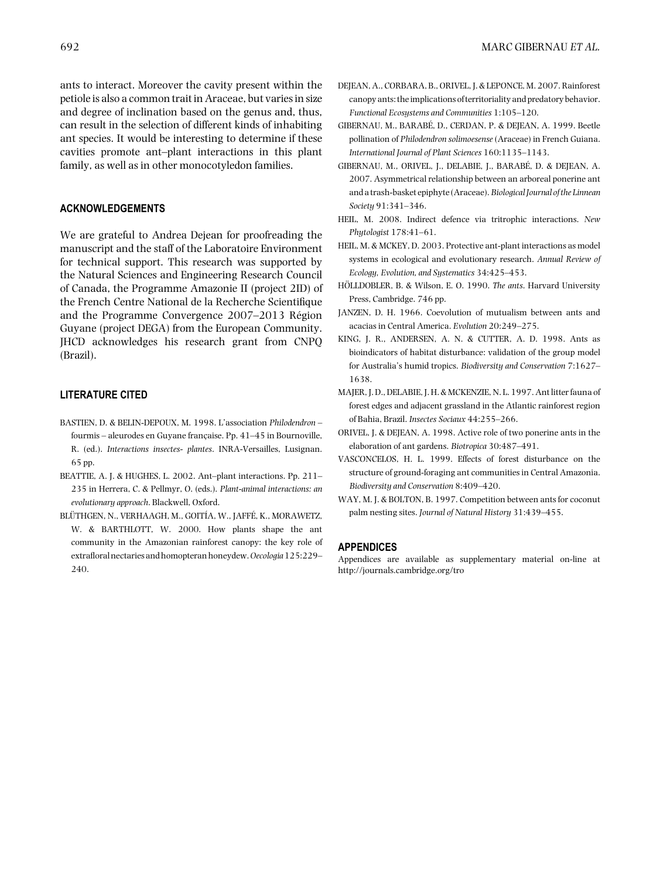ants to interact. Moreover the cavity present within the petiole is also a common trait in Araceae, but varies in size and degree of inclination based on the genus and, thus, can result in the selection of different kinds of inhabiting ant species. It would be interesting to determine if these cavities promote ant–plant interactions in this plant family, as well as in other monocotyledon families.

## ACKNOWLEDGEMENTS

We are grateful to Andrea Dejean for proofreading the manuscript and the staff of the Laboratoire Environment for technical support. This research was supported by the Natural Sciences and Engineering Research Council of Canada, the Programme Amazonie II (project 2ID) of the French Centre National de la Recherche Scientifique and the Programme Convergence 2007–2013 Région Guyane (project DEGA) from the European Community. JHCD acknowledges his research grant from CNPQ (Brazil).

## LITERATURE CITED

BASTIEN, D. & BELIN-DEPOUX, M. 1998. L'association *Philodendron* – fourmis – aleurodes en Guyane française. Pp. 41–45 in Bournoville, R. (ed.). *Interactions insectes- plantes*. INRA-Versailles, Lusignan. 65 pp.

BEATTIE, A. J. & HUGHES, L. 2002. Ant–plant interactions. Pp. 211–235 in Herrera, C. & Pellmyr, O. (eds.). *Plant-animal interactions: an evolutionary approach*. Blackwell, Oxford.

BLÜTHGEN, N., VERHAAGH, M., GOITÍA, W., JAFFÉ, K., MORAWETZ, W. & BARTHLOTT, W. 2000. How plants shape the ant community in the Amazonian rainforest canopy: the key role of extrafloral nectaries and homopteran honeydew. *Oecologia* 125:229–240.

DEJEAN, A., CORBARA, B., ORIVEL, J. & LEPONCE, M. 2007. Rainforest canopy ants: the implications of territoriality and predatory behavior. *Functional Ecosystems and Communities* 1:105–120.

GIBERNAU, M., BARABÉ, D., CERDAN, P. & DEJEAN, A. 1999. Beetle pollination of *Philodendron solimoesense* (Araceae) in French Guiana. *International Journal of Plant Sciences* 160:1135–1143.

GIBERNAU, M., ORIVEL, J., DELABIE, J., BARABÉ, D. & DEJEAN, A. 2007. Asymmetrical relationship between an arboreal ponerine ant and a trash-basket epiphyte (Araceae). *Biological Journal of the Linnean Society* 91:341–346.

HEIL, M. 2008. Indirect defence via tritrophic interactions. *New Phytologist* 178:41–61.

HEIL, M. & MCKEY, D. 2003. Protective ant-plant interactions as model systems in ecological and evolutionary research. *Annual Review of Ecology, Evolution, and Systematics* 34:425–453.

HÖLLDOBLER, B. & Wilson, E. O. 1990. *The ants*. Harvard University Press, Cambridge. 746 pp.

JANZEN, D. H. 1966. Coevolution of mutualism between ants and acacias in Central America. *Evolution* 20:249–275.

KING, J. R., ANDERSEN, A. N. & CUTTER, A. D. 1998. Ants as bioindicators of habitat disturbance: validation of the group model for Australia's humid tropics. *Biodiversity and Conservation* 7:1627–1638.

MAJER, J. D., DELABIE, J. H. & MCKENZIE, N. L. 1997. Ant litter fauna of forest edges and adjacent grassland in the Atlantic rainforest region of Bahia, Brazil. *Insectes Sociaux* 44:255–266.

ORIVEL, J. & DEJEAN, A. 1998. Active role of two ponerine ants in the elaboration of ant gardens. *Biotropica* 30:487–491.

VASCONCELOS, H. L. 1999. Effects of forest disturbance on the structure of ground-foraging ant communities in Central Amazonia. *Biodiversity and Conservation* 8:409–420.

WAY, M. J. & BOLTON, B. 1997. Competition between ants for coconut palm nesting sites. *Journal of Natural History* 31:439–455.

## APPENDICES

Appendices are available as supplementary material on-line at http://journals.cambridge.org/tro